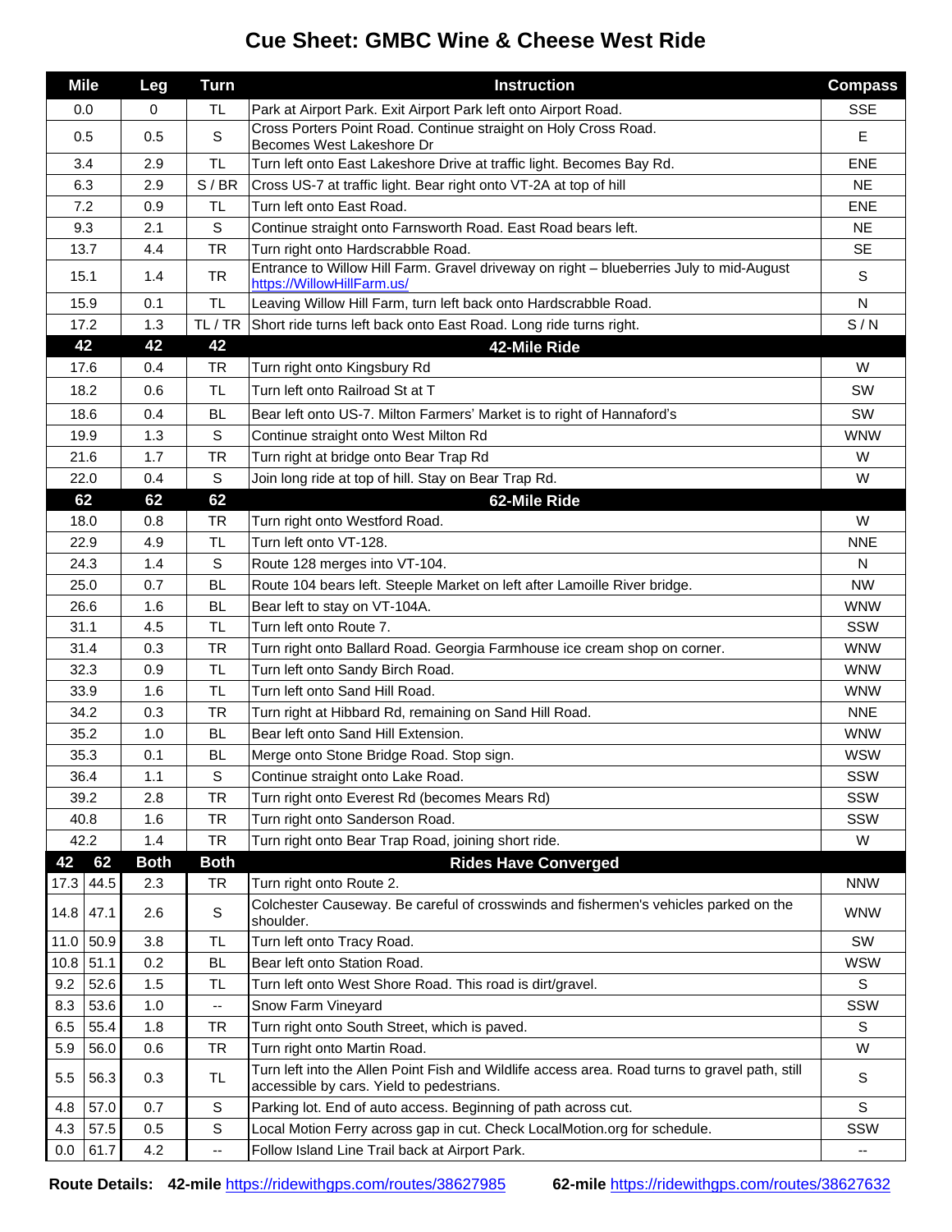# Cue Sheet: GMBC Wine & Cheese West Ride

| Mile | | Leg | Turn | Instruction | Compass |
|---|---|---|---|---|---|
| 0.0 | | 0 | TL | Park at Airport Park. Exit Airport Park left onto Airport Road. | SSE |
| 0.5 | | 0.5 | S | Cross Porters Point Road. Continue straight on Holy Cross Road. Becomes West Lakeshore Dr | E |
| 3.4 | | 2.9 | TL | Turn left onto East Lakeshore Drive at traffic light. Becomes Bay Rd. | ENE |
| 6.3 | | 2.9 | S / BR | Cross US-7 at traffic light. Bear right onto VT-2A at top of hill | NE |
| 7.2 | | 0.9 | TL | Turn left onto East Road. | ENE |
| 9.3 | | 2.1 | S | Continue straight onto Farnsworth Road. East Road bears left. | NE |
| 13.7 | | 4.4 | TR | Turn right onto Hardscrabble Road. | SE |
| 15.1 | | 1.4 | TR | Entrance to Willow Hill Farm. Gravel driveway on right – blueberries July to mid-August https://WillowHillFarm.us/ | S |
| 15.9 | | 0.1 | TL | Leaving Willow Hill Farm, turn left back onto Hardscrabble Road. | N |
| 17.2 | | 1.3 | TL / TR | Short ride turns left back onto East Road. Long ride turns right. | S / N |
| **42** | | **42** | **42** | **42-Mile Ride** | |
| 17.6 | | 0.4 | TR | Turn right onto Kingsbury Rd | W |
| 18.2 | | 0.6 | TL | Turn left onto Railroad St at T | SW |
| 18.6 | | 0.4 | BL | Bear left onto US-7. Milton Farmers' Market is to right of Hannaford's | SW |
| 19.9 | | 1.3 | S | Continue straight onto West Milton Rd | WNW |
| 21.6 | | 1.7 | TR | Turn right at bridge onto Bear Trap Rd | W |
| 22.0 | | 0.4 | S | Join long ride at top of hill. Stay on Bear Trap Rd. | W |
| **62** | | **62** | **62** | **62-Mile Ride** | |
| 18.0 | | 0.8 | TR | Turn right onto Westford Road. | W |
| 22.9 | | 4.9 | TL | Turn left onto VT-128. | NNE |
| 24.3 | | 1.4 | S | Route 128 merges into VT-104. | N |
| 25.0 | | 0.7 | BL | Route 104 bears left. Steeple Market on left after Lamoille River bridge. | NW |
| 26.6 | | 1.6 | BL | Bear left to stay on VT-104A. | WNW |
| 31.1 | | 4.5 | TL | Turn left onto Route 7. | SSW |
| 31.4 | | 0.3 | TR | Turn right onto Ballard Road. Georgia Farmhouse ice cream shop on corner. | WNW |
| 32.3 | | 0.9 | TL | Turn left onto Sandy Birch Road. | WNW |
| 33.9 | | 1.6 | TL | Turn left onto Sand Hill Road. | WNW |
| 34.2 | | 0.3 | TR | Turn right at Hibbard Rd, remaining on Sand Hill Road. | NNE |
| 35.2 | | 1.0 | BL | Bear left onto Sand Hill Extension. | WNW |
| 35.3 | | 0.1 | BL | Merge onto Stone Bridge Road. Stop sign. | WSW |
| 36.4 | | 1.1 | S | Continue straight onto Lake Road. | SSW |
| 39.2 | | 2.8 | TR | Turn right onto Everest Rd (becomes Mears Rd) | SSW |
| 40.8 | | 1.6 | TR | Turn right onto Sanderson Road. | SSW |
| 42.2 | | 1.4 | TR | Turn right onto Bear Trap Road, joining short ride. | W |
| **42** | **62** | **Both** | **Both** | **Rides Have Converged** | |
| 17.3 | 44.5 | 2.3 | TR | Turn right onto Route 2. | NNW |
| 14.8 | 47.1 | 2.6 | S | Colchester Causeway. Be careful of crosswinds and fishermen's vehicles parked on the shoulder. | WNW |
| 11.0 | 50.9 | 3.8 | TL | Turn left onto Tracy Road. | SW |
| 10.8 | 51.1 | 0.2 | BL | Bear left onto Station Road. | WSW |
| 9.2 | 52.6 | 1.5 | TL | Turn left onto West Shore Road. This road is dirt/gravel. | S |
| 8.3 | 53.6 | 1.0 | -- | Snow Farm Vineyard | SSW |
| 6.5 | 55.4 | 1.8 | TR | Turn right onto South Street, which is paved. | S |
| 5.9 | 56.0 | 0.6 | TR | Turn right onto Martin Road. | W |
| 5.5 | 56.3 | 0.3 | TL | Turn left into the Allen Point Fish and Wildlife access area. Road turns to gravel path, still accessible by cars. Yield to pedestrians. | S |
| 4.8 | 57.0 | 0.7 | S | Parking lot. End of auto access. Beginning of path across cut. | S |
| 4.3 | 57.5 | 0.5 | S | Local Motion Ferry across gap in cut. Check LocalMotion.org for schedule. | SSW |
| 0.0 | 61.7 | 4.2 | -- | Follow Island Line Trail back at Airport Park. | -- |

**Route Details:** **42-mile** https://ridewithgps.com/routes/38627985 **62-mile** https://ridewithgps.com/routes/38627632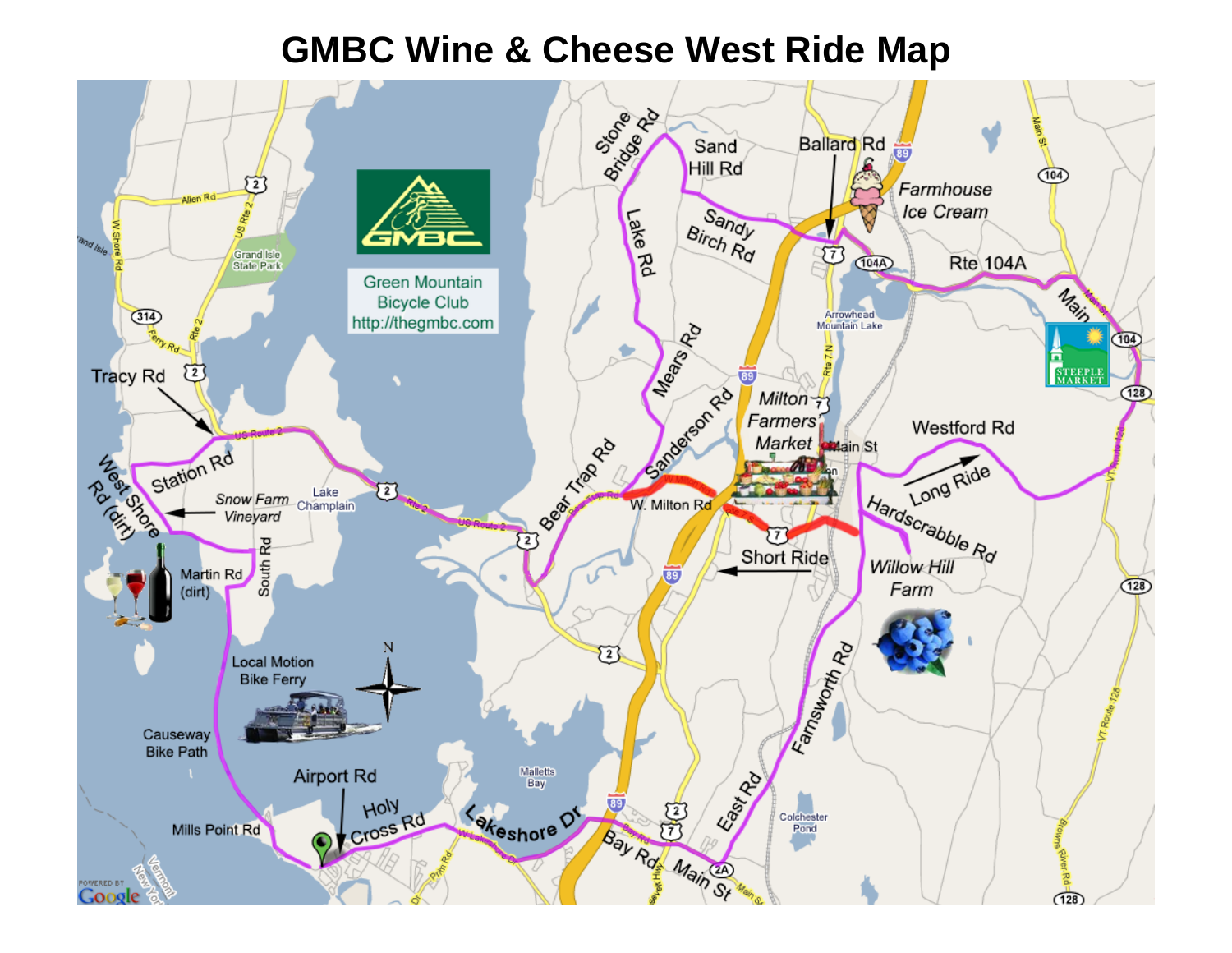# GMBC Wine & Cheese West Ride Map

Green Mountain Bicycle Club
http://thegmbc.com

Stone Bridge Rd
Sand Hill Rd
Ballard Rd
Farmhouse Ice Cream
Lake Rd
Sandy Birch Rd
Rte 104A
Main St
Arrowhead Mountain Lake
Mears Rd
Milton Farmers Market
Main St
Westford Rd
Long Ride
Sanderson Rd
Bear Trap Rd
W. Milton Rd
Hardscrabble Rd
Willow Hill Farm
Short Ride
Tracy Rd
Station Rd
West Shore Rd (dirt)
Snow Farm Vineyard
Lake Champlain
Martin Rd (dirt)
South Rd
Local Motion Bike Ferry
Causeway Bike Path
Airport Rd
Holy Cross Rd
Lakeshore Dr
Mills Point Rd
Malletts Bay
Bay Rd
Main St
East Rd
Farnsworth Rd
Colchester Pond
Grand Isle State Park
Allen Rd
W Shore Rd
Ferry Rd
Steeple Market